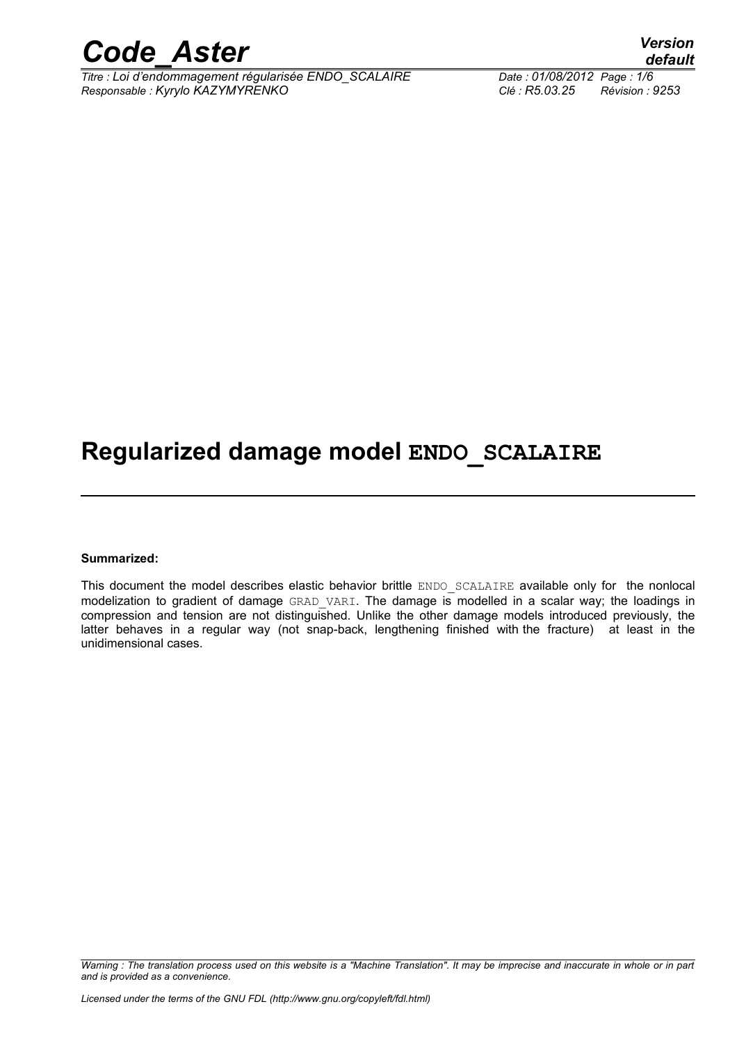# Regularized damage model ENDO_SCALAIRE

**Summarized:**

This document the model describes elastic behavior brittle ENDO_SCALAIRE available only for the nonlocal modelization to gradient of damage GRAD_VARI. The damage is modelled in a scalar way; the loadings in compression and tension are not distinguished. Unlike the other damage models introduced previously, the latter behaves in a regular way (not snap-back, lengthening finished with the fracture) at least in the unidimensional cases.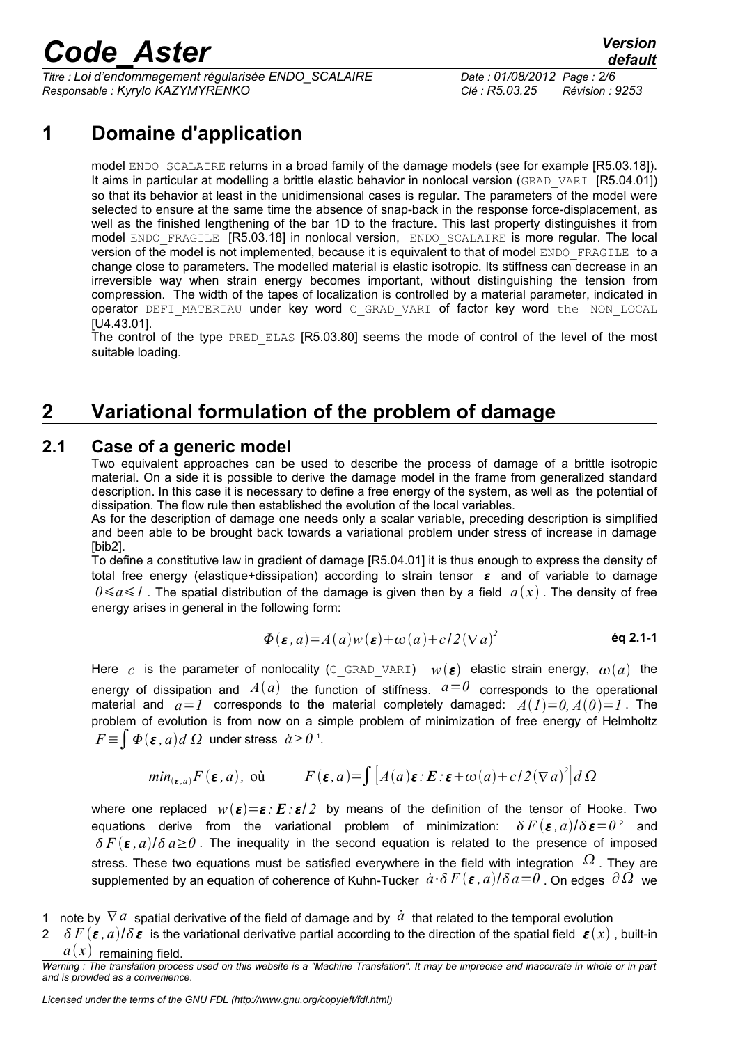# 1 Domaine d'application

model ENDO_SCALAIRE returns in a broad family of the damage models (see for example [R5.03.18]). It aims in particular at modelling a brittle elastic behavior in nonlocal version (GRAD_VARI [R5.04.01]) so that its behavior at least in the unidimensional cases is regular. The parameters of the model were selected to ensure at the same time the absence of snap-back in the response force-displacement, as well as the finished lengthening of the bar 1D to the fracture. This last property distinguishes it from model ENDO_FRAGILE [R5.03.18] in nonlocal version, ENDO_SCALAIRE is more regular. The local version of the model is not implemented, because it is equivalent to that of model ENDO_FRAGILE to a change close to parameters. The modelled material is elastic isotropic. Its stiffness can decrease in an irreversible way when strain energy becomes important, without distinguishing the tension from compression. The width of the tapes of localization is controlled by a material parameter, indicated in operator DEFI_MATERIAU under key word C_GRAD_VARI of factor key word the NON_LOCAL [U4.43.01].

The control of the type PRED_ELAS [R5.03.80] seems the mode of control of the level of the most suitable loading.

# 2 Variational formulation of the problem of damage

## 2.1 Case of a generic model

Two equivalent approaches can be used to describe the process of damage of a brittle isotropic material. On a side it is possible to derive the damage model in the frame from generalized standard description. In this case it is necessary to define a free energy of the system, as well as the potential of dissipation. The flow rule then established the evolution of the local variables.

As for the description of damage one needs only a scalar variable, preceding description is simplified and been able to be brought back towards a variational problem under stress of increase in damage [bib2].

To define a constitutive law in gradient of damage [R5.04.01] it is thus enough to express the density of total free energy (elastique+dissipation) according to strain tensor $\boldsymbol{\varepsilon}$ and of variable to damage $0 \leqslant a \leqslant 1$. The spatial distribution of the damage is given then by a field $a(x)$. The density of free energy arises in general in the following form:

$$\Phi(\boldsymbol{\varepsilon}, a) = A(a) w(\boldsymbol{\varepsilon}) + \omega(a) + c/2 (\nabla a)^2 \qquad \text{éq 2.1-1}$$

Here $c$ is the parameter of nonlocality (C_GRAD_VARI) $w(\boldsymbol{\varepsilon})$ elastic strain energy, $\omega(a)$ the energy of dissipation and $A(a)$ the function of stiffness. $a=0$ corresponds to the operational material and $a=1$ corresponds to the material completely damaged: $A(1)=0, A(0)=1$. The problem of evolution is from now on a simple problem of minimization of free energy of Helmholtz $F \equiv \int \Phi(\boldsymbol{\varepsilon}, a) d\,\Omega$ under stress $\dot{a} \geq 0$ [1].

$$min_{(\boldsymbol{\varepsilon}, a)} F(\boldsymbol{\varepsilon}, a), \text{ où } \qquad F(\boldsymbol{\varepsilon}, a) = \int \left[ A(a) \boldsymbol{\varepsilon} : \boldsymbol{E} : \boldsymbol{\varepsilon} + \omega(a) + c/2 (\nabla a)^2 \right] d\,\Omega$$

where one replaced $w(\boldsymbol{\varepsilon}) = \boldsymbol{\varepsilon} : \boldsymbol{E} : \boldsymbol{\varepsilon}/2$ by means of the definition of the tensor of Hooke. Two equations derive from the variational problem of minimization: $\delta F(\boldsymbol{\varepsilon}, a)/\delta \boldsymbol{\varepsilon} = 0$ [2] and $\delta F(\boldsymbol{\varepsilon}, a)/\delta a \geq 0$. The inequality in the second equation is related to the presence of imposed stress. These two equations must be satisfied everywhere in the field with integration $\Omega$. They are supplemented by an equation of coherence of Kuhn-Tucker $\dot{a} \cdot \delta F(\boldsymbol{\varepsilon}, a)/\delta a = 0$. On edges $\partial \Omega$ we

---

1 note by $\nabla a$ spatial derivative of the field of damage and by $\dot{a}$ that related to the temporal evolution

2 $\delta F(\boldsymbol{\varepsilon}, a)/\delta \boldsymbol{\varepsilon}$ is the variational derivative partial according to the direction of the spatial field $\boldsymbol{\varepsilon}(x)$, built-in $a(x)$ remaining field.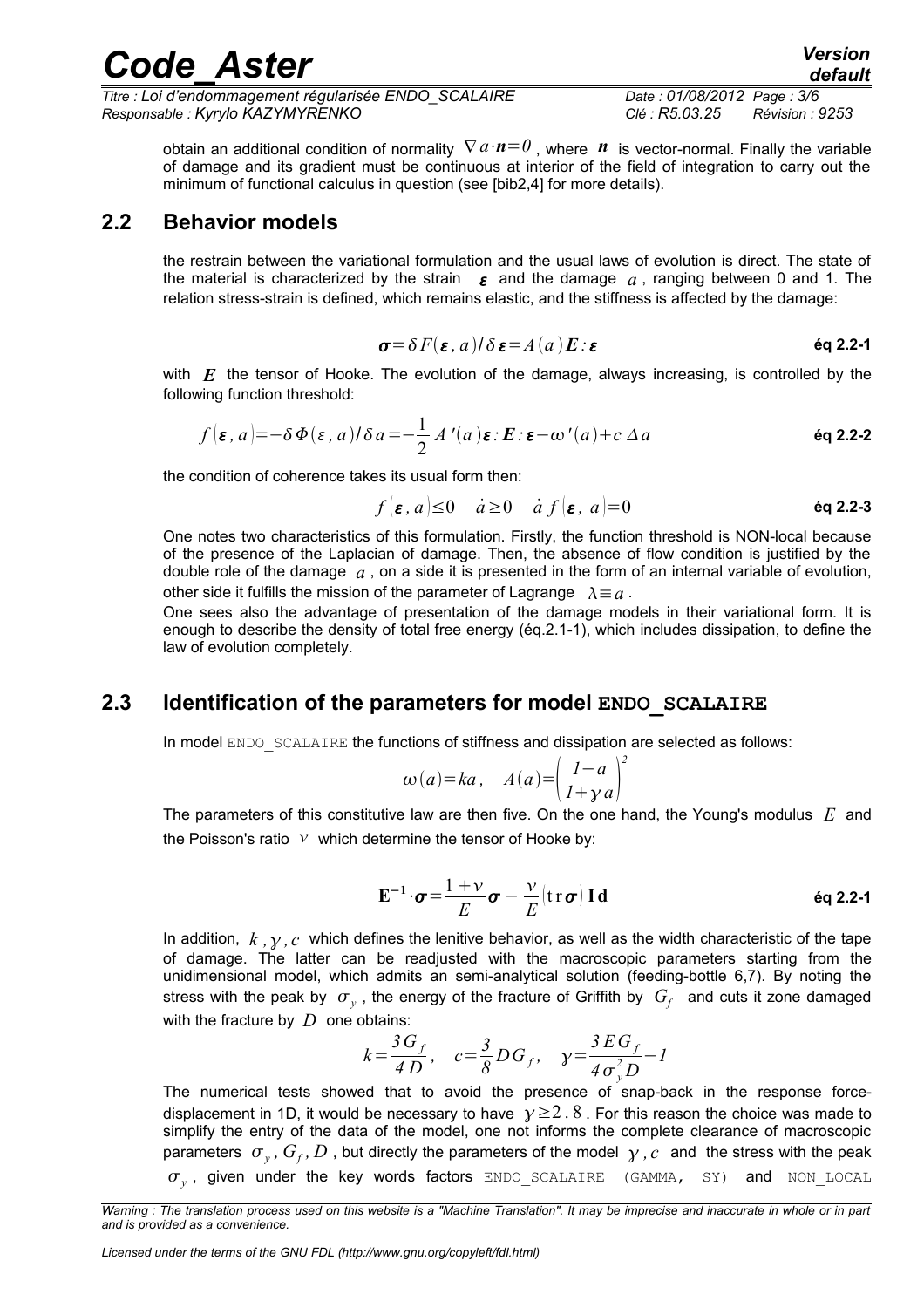obtain an additional condition of normality $\nabla a \cdot \boldsymbol{n}=0$ , where $\boldsymbol{n}$ is vector-normal. Finally the variable of damage and its gradient must be continuous at interior of the field of integration to carry out the minimum of functional calculus in question (see [bib2,4] for more details).

## 2.2 Behavior models

the restrain between the variational formulation and the usual laws of evolution is direct. The state of the material is characterized by the strain $\boldsymbol{\varepsilon}$ and the damage $a$ , ranging between 0 and 1. The relation stress-strain is defined, which remains elastic, and the stiffness is affected by the damage:

$$\boldsymbol{\sigma}=\delta F(\boldsymbol{\varepsilon}, a)/\delta \boldsymbol{\varepsilon}=A(a)\boldsymbol{E}:\boldsymbol{\varepsilon} \qquad \text{éq 2.2-1}$$

with $\boldsymbol{E}$ the tensor of Hooke. The evolution of the damage, always increasing, is controlled by the following function threshold:

$$f(\boldsymbol{\varepsilon}, a)=-\delta \Phi(\varepsilon, a)/\delta a=-\frac{1}{2}A'(a)\boldsymbol{\varepsilon}:\boldsymbol{E}:\boldsymbol{\varepsilon}-\omega'(a)+c\,\Delta a \qquad \text{éq 2.2-2}$$

the condition of coherence takes its usual form then:

$$f(\boldsymbol{\varepsilon}, a)\leq 0 \quad \dot{a}\geq 0 \quad \dot{a}\,f(\boldsymbol{\varepsilon}, a)=0 \qquad \text{éq 2.2-3}$$

One notes two characteristics of this formulation. Firstly, the function threshold is NON-local because of the presence of the Laplacian of damage. Then, the absence of flow condition is justified by the double role of the damage $a$ , on a side it is presented in the form of an internal variable of evolution, other side it fulfills the mission of the parameter of Lagrange $\lambda \equiv a$ .

One sees also the advantage of presentation of the damage models in their variational form. It is enough to describe the density of total free energy (éq.2.1-1), which includes dissipation, to define the law of evolution completely.

## 2.3 Identification of the parameters for model **ENDO_SCALAIRE**

In model ENDO_SCALAIRE the functions of stiffness and dissipation are selected as follows:

$$\omega(a)=ka, \quad A(a)=\left(\frac{1-a}{1+\gamma a}\right)^2$$

The parameters of this constitutive law are then five. On the one hand, the Young's modulus $E$ and the Poisson's ratio $\nu$ which determine the tensor of Hooke by:

$$\mathbf{E}^{-1}\cdot\boldsymbol{\sigma}=\frac{1+\nu}{E}\boldsymbol{\sigma}-\frac{\nu}{E}(\mathrm{tr}\,\boldsymbol{\sigma})\,\mathbf{Id} \qquad \text{éq 2.2-1}$$

In addition, $k, \gamma, c$ which defines the lenitive behavior, as well as the width characteristic of the tape of damage. The latter can be readjusted with the macroscopic parameters starting from the unidimensional model, which admits an semi-analytical solution (feeding-bottle 6,7). By noting the stress with the peak by $\sigma_y$ , the energy of the fracture of Griffith by $G_f$ and cuts it zone damaged with the fracture by $D$ one obtains:

$$k=\frac{3G_f}{4D}, \quad c=\frac{3}{8}DG_f, \quad \gamma=\frac{3EG_f}{4\sigma_y^2 D}-1$$

The numerical tests showed that to avoid the presence of snap-back in the response force-displacement in 1D, it would be necessary to have $\gamma \geq 2.8$ . For this reason the choice was made to simplify the entry of the data of the model, one not informs the complete clearance of macroscopic parameters $\sigma_y, G_f, D$ , but directly the parameters of the model $\gamma, c$ and the stress with the peak $\sigma_y$ , given under the key words factors ENDO_SCALAIRE (GAMMA, SY) and NON_LOCAL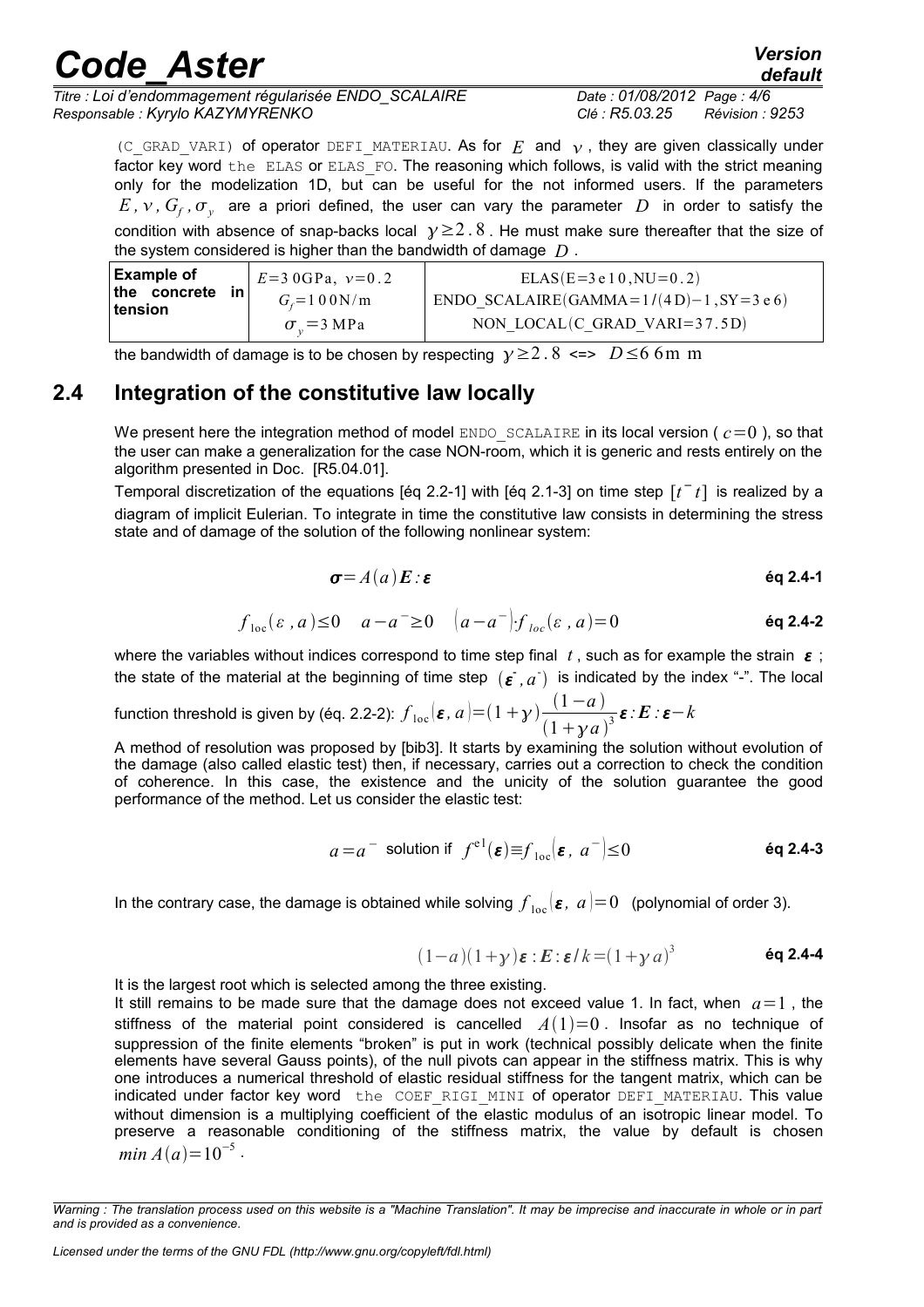(C_GRAD_VARI) of operator DEFI_MATERIAU. As for $E$ and $\nu$, they are given classically under factor key word the ELAS or ELAS_FO. The reasoning which follows, is valid with the strict meaning only for the modelization 1D, but can be useful for the not informed users. If the parameters $E, \nu, G_f, \sigma_y$ are a priori defined, the user can vary the parameter $D$ in order to satisfy the condition with absence of snap-backs local $\gamma \geq 2.8$. He must make sure thereafter that the size of the system considered is higher than the bandwidth of damage $D$.

| Example of the concrete in tension | $E=30\,\text{GPa},\ \nu=0.2$ <br> $G_f=100\,\text{N/m}$ <br> $\sigma_y=3\,\text{MPa}$ | ELAS(E=3e10,NU=0.2) <br> ENDO_SCALAIRE(GAMMA=1/(4D)−1,SY=3e6) <br> NON_LOCAL(C_GRAD_VARI=37.5D) |
|---|---|---|
| the bandwidth of damage is to be chosen by respecting $\gamma \geq 2.8$ <=> $D \leq 66\,\text{mm}$ | | |

## 2.4 Integration of the constitutive law locally

We present here the integration method of model ENDO_SCALAIRE in its local version ( $c=0$ ), so that the user can make a generalization for the case NON-room, which it is generic and rests entirely on the algorithm presented in Doc. [R5.04.01].

Temporal discretization of the equations [éq 2.2-1] with [éq 2.1-3] on time step $[t^- t]$ is realized by a diagram of implicit Eulerian. To integrate in time the constitutive law consists in determining the stress state and of damage of the solution of the following nonlinear system:

$$\boldsymbol{\sigma} = A(a)\boldsymbol{E}:\boldsymbol{\varepsilon} \qquad \text{éq 2.4-1}$$

$$f_{\text{loc}}(\varepsilon, a) \leq 0 \quad a - a^- \geq 0 \quad (a - a^-) \cdot f_{loc}(\varepsilon, a) = 0 \qquad \text{éq 2.4-2}$$

where the variables without indices correspond to time step final $t$, such as for example the strain $\boldsymbol{\varepsilon}$; the state of the material at the beginning of time step $(\boldsymbol{\varepsilon}^-, a^-)$ is indicated by the index "-". The local function threshold is given by (éq. 2.2-2): $f_{\text{loc}}(\boldsymbol{\varepsilon}, a) = (1+\gamma)\dfrac{(1-a)}{(1+\gamma a)^3}\boldsymbol{\varepsilon}:\boldsymbol{E}:\boldsymbol{\varepsilon} - k$

A method of resolution was proposed by [bib3]. It starts by examining the solution without evolution of the damage (also called elastic test) then, if necessary, carries out a correction to check the condition of coherence. In this case, the existence and the unicity of the solution guarantee the good performance of the method. Let us consider the elastic test:

$$a = a^- \text{ solution if } f^{\text{el}}(\boldsymbol{\varepsilon}) \equiv f_{\text{loc}}(\boldsymbol{\varepsilon},\ a^-) \leq 0 \qquad \text{éq 2.4-3}$$

In the contrary case, the damage is obtained while solving $f_{\text{loc}}(\boldsymbol{\varepsilon},\ a) = 0$ (polynomial of order 3).

$$(1-a)(1+\gamma)\boldsymbol{\varepsilon}:\boldsymbol{E}:\boldsymbol{\varepsilon}/k = (1+\gamma a)^3 \qquad \text{éq 2.4-4}$$

It is the largest root which is selected among the three existing.

It still remains to be made sure that the damage does not exceed value 1. In fact, when $a=1$, the stiffness of the material point considered is cancelled $A(1)=0$. Insofar as no technique of suppression of the finite elements "broken" is put in work (technical possibly delicate when the finite elements have several Gauss points), of the null pivots can appear in the stiffness matrix. This is why one introduces a numerical threshold of elastic residual stiffness for the tangent matrix, which can be indicated under factor key word the COEF_RIGI_MINI of operator DEFI_MATERIAU. This value without dimension is a multiplying coefficient of the elastic modulus of an isotropic linear model. To preserve a reasonable conditioning of the stiffness matrix, the value by default is chosen $min\ A(a) = 10^{-5}$.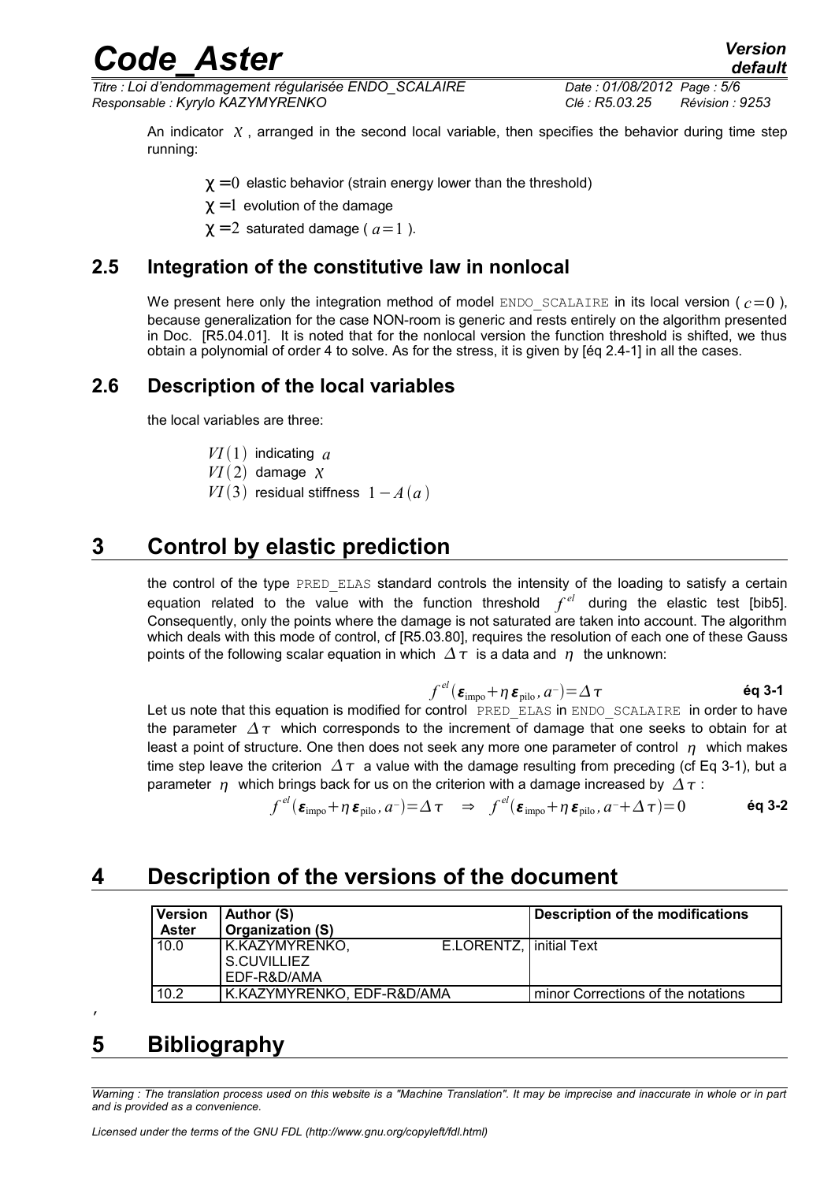An indicator $\chi$, arranged in the second local variable, then specifies the behavior during time step running:

- $\chi = 0$ elastic behavior (strain energy lower than the threshold)
- $\chi = 1$ evolution of the damage
- $\chi = 2$ saturated damage ( $a = 1$ ).

## 2.5 Integration of the constitutive law in nonlocal

We present here only the integration method of model ENDO_SCALAIRE in its local version ( $c = 0$ ), because generalization for the case NON-room is generic and rests entirely on the algorithm presented in Doc. [R5.04.01]. It is noted that for the nonlocal version the function threshold is shifted, we thus obtain a polynomial of order 4 to solve. As for the stress, it is given by [éq 2.4-1] in all the cases.

## 2.6 Description of the local variables

the local variables are three:

- $VI(1)$ indicating $a$
- $VI(2)$ damage $\chi$
- $VI(3)$ residual stiffness $1 - A(a)$

# 3 Control by elastic prediction

the control of the type PRED_ELAS standard controls the intensity of the loading to satisfy a certain equation related to the value with the function threshold $f^{el}$ during the elastic test [bib5]. Consequently, only the points where the damage is not saturated are taken into account. The algorithm which deals with this mode of control, cf [R5.03.80], requires the resolution of each one of these Gauss points of the following scalar equation in which $\Delta \tau$ is a data and $\eta$ the unknown:

$$f^{el}(\boldsymbol{\varepsilon}_{\text{impo}} + \eta\, \boldsymbol{\varepsilon}_{\text{pilo}}, a^{-}) = \Delta \tau \qquad \text{éq 3-1}$$

Let us note that this equation is modified for control PRED_ELAS in ENDO_SCALAIRE in order to have the parameter $\Delta \tau$ which corresponds to the increment of damage that one seeks to obtain for at least a point of structure. One then does not seek any more one parameter of control $\eta$ which makes time step leave the criterion $\Delta \tau$ a value with the damage resulting from preceding (cf Eq 3-1), but a parameter $\eta$ which brings back for us on the criterion with a damage increased by $\Delta \tau$ :

$$f^{el}(\boldsymbol{\varepsilon}_{\text{impo}} + \eta\, \boldsymbol{\varepsilon}_{\text{pilo}}, a^{-}) = \Delta \tau \quad \Rightarrow \quad f^{el}(\boldsymbol{\varepsilon}_{\text{impo}} + \eta\, \boldsymbol{\varepsilon}_{\text{pilo}}, a^{-} + \Delta \tau) = 0 \qquad \text{éq 3-2}$$

# 4 Description of the versions of the document

| Version Aster | Author (S) Organization (S) | Description of the modifications |
|---|---|---|
| 10.0 | K.KAZYMYRENKO, E.LORENTZ, S.CUVILLIEZ EDF-R&D/AMA | initial Text |
| 10.2 | K.KAZYMYRENKO, EDF-R&D/AMA | minor Corrections of the notations |

,

# 5 Bibliography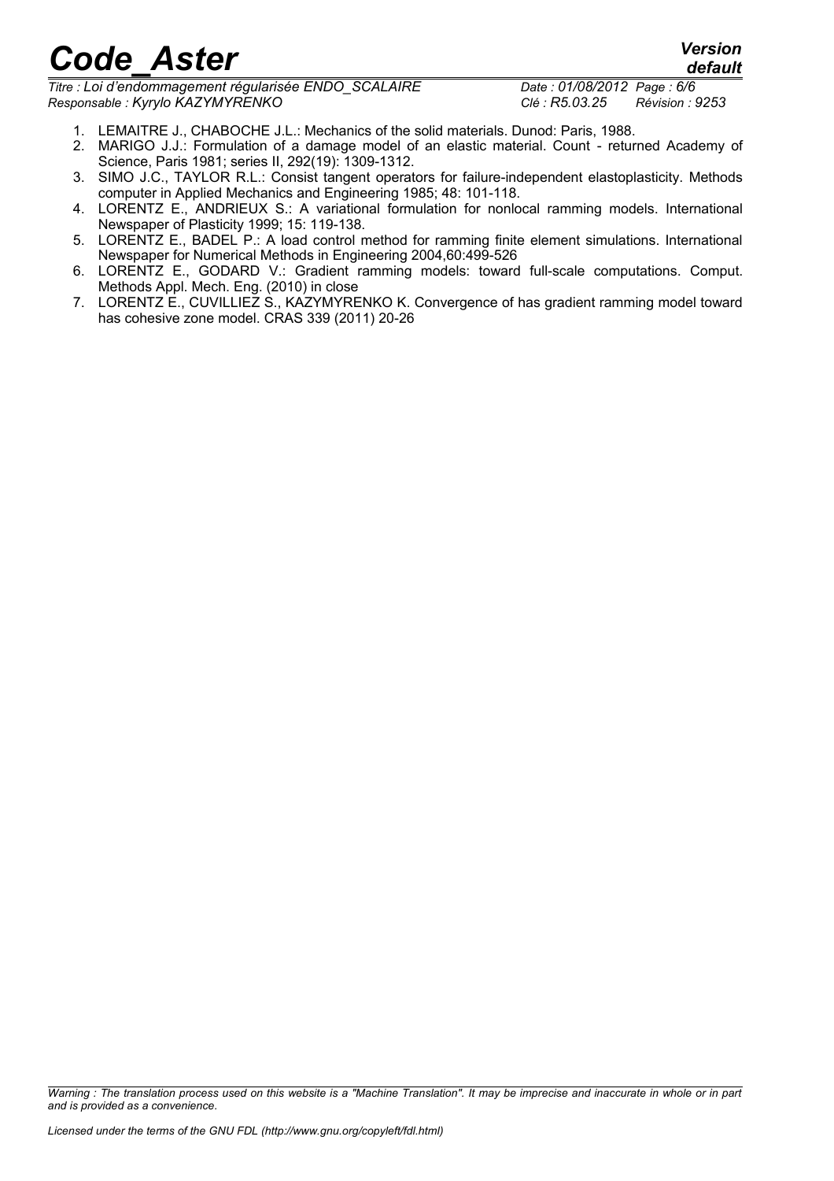1. LEMAITRE J., CHABOCHE J.L.: Mechanics of the solid materials. Dunod: Paris, 1988.
2. MARIGO J.J.: Formulation of a damage model of an elastic material. Count - returned Academy of Science, Paris 1981; series II, 292(19): 1309-1312.
3. SIMO J.C., TAYLOR R.L.: Consist tangent operators for failure-independent elastoplasticity. Methods computer in Applied Mechanics and Engineering 1985; 48: 101-118.
4. LORENTZ E., ANDRIEUX S.: A variational formulation for nonlocal ramming models. International Newspaper of Plasticity 1999; 15: 119-138.
5. LORENTZ E., BADEL P.: A load control method for ramming finite element simulations. International Newspaper for Numerical Methods in Engineering 2004,60:499-526
6. LORENTZ E., GODARD V.: Gradient ramming models: toward full-scale computations. Comput. Methods Appl. Mech. Eng. (2010) in close
7. LORENTZ E., CUVILLIEZ S., KAZYMYRENKO K. Convergence of has gradient ramming model toward has cohesive zone model. CRAS 339 (2011) 20-26